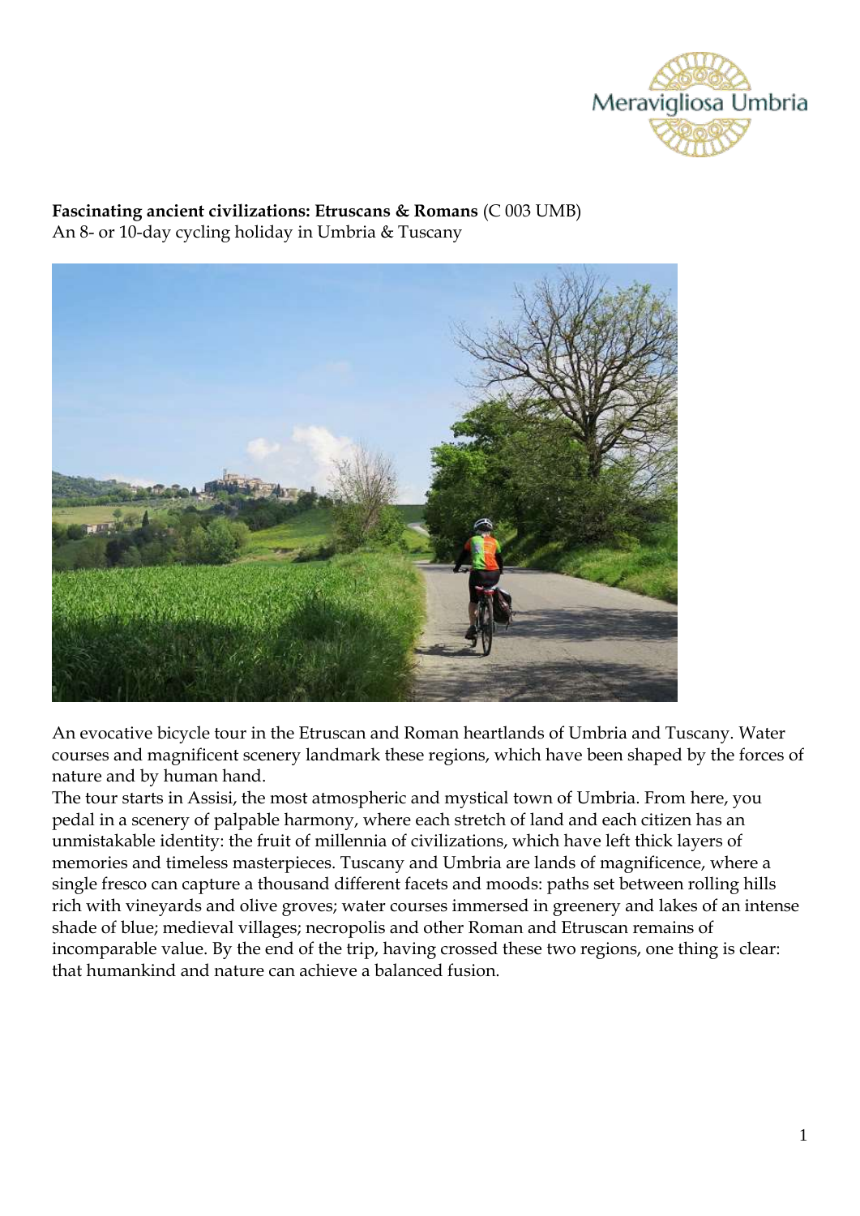**Fascinating ancient civilizations: Etruscans & Romans** (C 003 UMB)
An 8- or 10-day cycling holiday in Umbria & Tuscany

An evocative bicycle tour in the Etruscan and Roman heartlands of Umbria and Tuscany. Water courses and magnificent scenery landmark these regions, which have been shaped by the forces of nature and by human hand.
The tour starts in Assisi, the most atmospheric and mystical town of Umbria. From here, you pedal in a scenery of palpable harmony, where each stretch of land and each citizen has an unmistakable identity: the fruit of millennia of civilizations, which have left thick layers of memories and timeless masterpieces. Tuscany and Umbria are lands of magnificence, where a single fresco can capture a thousand different facets and moods: paths set between rolling hills rich with vineyards and olive groves; water courses immersed in greenery and lakes of an intense shade of blue; medieval villages; necropolis and other Roman and Etruscan remains of incomparable value. By the end of the trip, having crossed these two regions, one thing is clear: that humankind and nature can achieve a balanced fusion.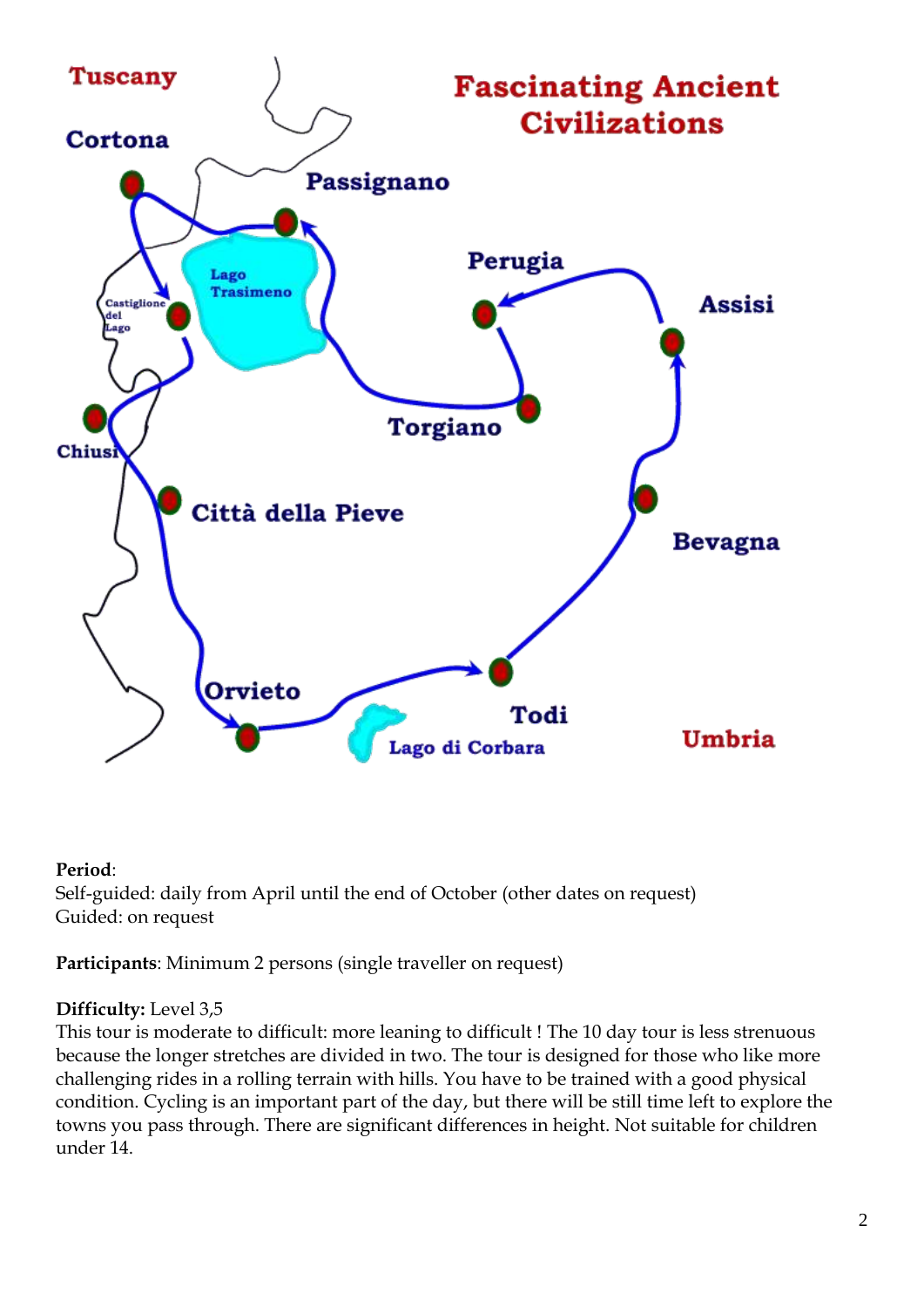**Period**:
Self-guided: daily from April until the end of October (other dates on request)
Guided: on request

**Participants**: Minimum 2 persons (single traveller on request)

**Difficulty:** Level 3,5
This tour is moderate to difficult: more leaning to difficult ! The 10 day tour is less strenuous because the longer stretches are divided in two. The tour is designed for those who like more challenging rides in a rolling terrain with hills. You have to be trained with a good physical condition. Cycling is an important part of the day, but there will be still time left to explore the towns you pass through. There are significant differences in height. Not suitable for children under 14.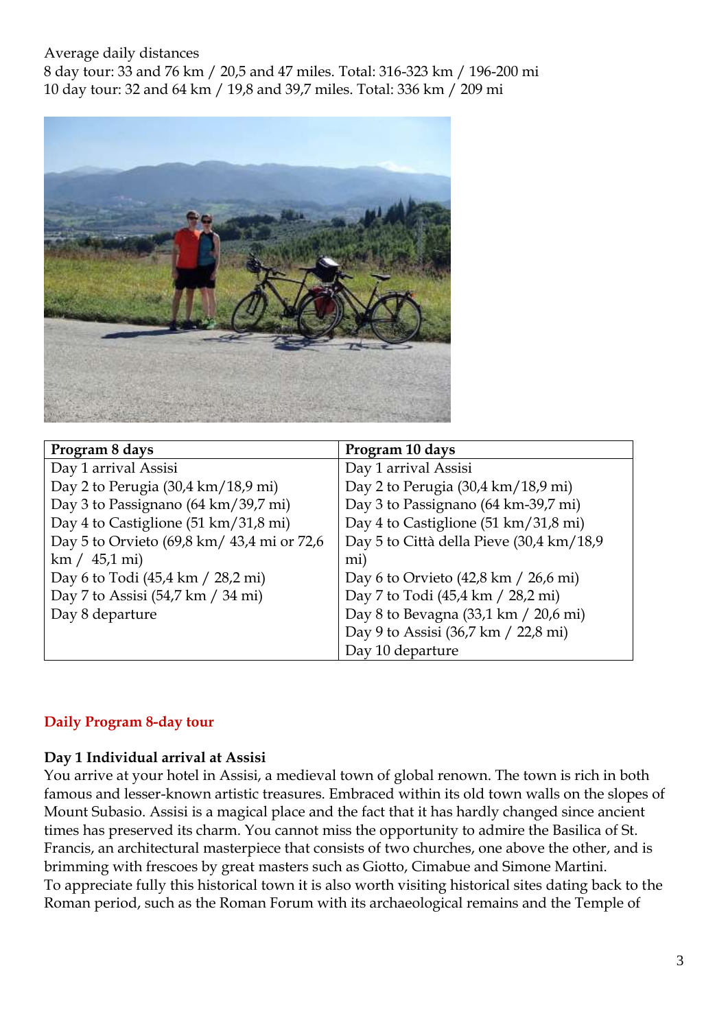Average daily distances
8 day tour: 33 and 76 km / 20,5 and 47 miles. Total: 316-323 km / 196-200 mi
10 day tour: 32 and 64 km / 19,8 and 39,7 miles. Total: 336 km / 209 mi

| Program 8 days | Program 10 days |
|---|---|
| Day 1 arrival Assisi | Day 1 arrival Assisi |
| Day 2 to Perugia (30,4 km/18,9 mi) | Day 2 to Perugia (30,4 km/18,9 mi) |
| Day 3 to Passignano (64 km/39,7 mi) | Day 3 to Passignano (64 km-39,7 mi) |
| Day 4 to Castiglione (51 km/31,8 mi) | Day 4 to Castiglione (51 km/31,8 mi) |
| Day 5 to Orvieto (69,8 km/ 43,4 mi or 72,6 km / 45,1 mi) | Day 5 to Città della Pieve (30,4 km/18,9 mi) |
| Day 6 to Todi (45,4 km / 28,2 mi) | Day 6 to Orvieto (42,8 km / 26,6 mi) |
| Day 7 to Assisi (54,7 km / 34 mi) | Day 7 to Todi (45,4 km / 28,2 mi) |
| Day 8 departure | Day 8 to Bevagna (33,1 km / 20,6 mi) |
| | Day 9 to Assisi (36,7 km / 22,8 mi) |
| | Day 10 departure |

## Daily Program 8-day tour

### Day 1 Individual arrival at Assisi

You arrive at your hotel in Assisi, a medieval town of global renown. The town is rich in both famous and lesser-known artistic treasures. Embraced within its old town walls on the slopes of Mount Subasio. Assisi is a magical place and the fact that it has hardly changed since ancient times has preserved its charm. You cannot miss the opportunity to admire the Basilica of St. Francis, an architectural masterpiece that consists of two churches, one above the other, and is brimming with frescoes by great masters such as Giotto, Cimabue and Simone Martini.
To appreciate fully this historical town it is also worth visiting historical sites dating back to the Roman period, such as the Roman Forum with its archaeological remains and the Temple of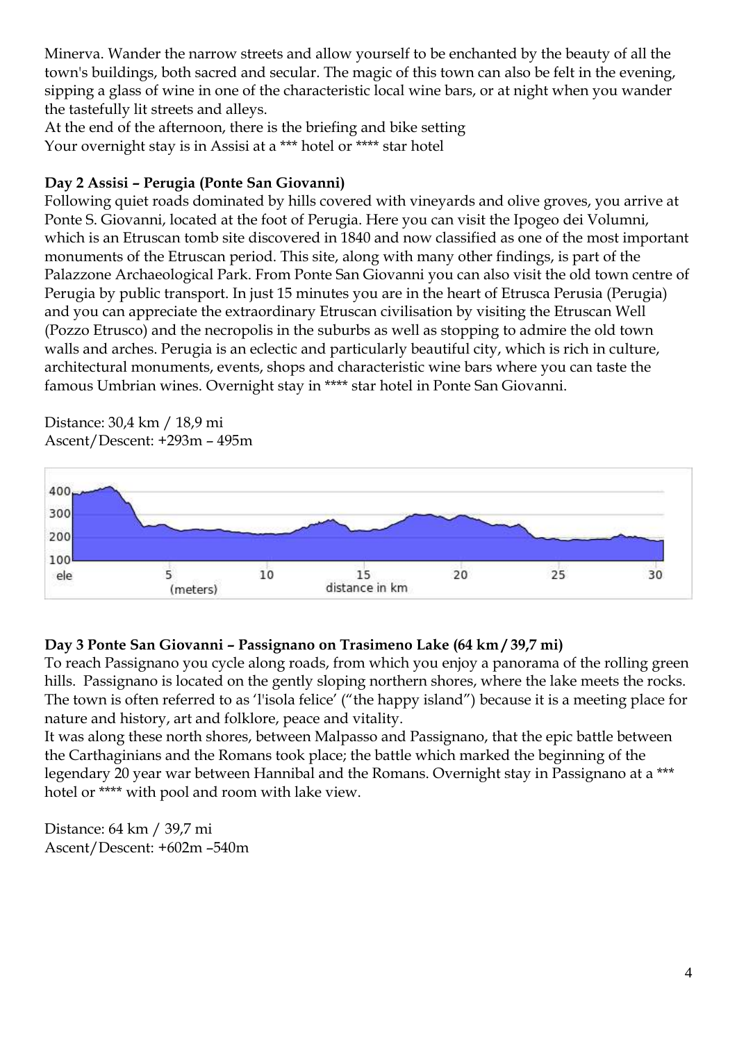Minerva. Wander the narrow streets and allow yourself to be enchanted by the beauty of all the town's buildings, both sacred and secular. The magic of this town can also be felt in the evening, sipping a glass of wine in one of the characteristic local wine bars, or at night when you wander the tastefully lit streets and alleys.

At the end of the afternoon, there is the briefing and bike setting

Your overnight stay is in Assisi at a *** hotel or **** star hotel

**Day 2 Assisi – Perugia (Ponte San Giovanni)**

Following quiet roads dominated by hills covered with vineyards and olive groves, you arrive at Ponte S. Giovanni, located at the foot of Perugia. Here you can visit the Ipogeo dei Volumni, which is an Etruscan tomb site discovered in 1840 and now classified as one of the most important monuments of the Etruscan period. This site, along with many other findings, is part of the Palazzone Archaeological Park. From Ponte San Giovanni you can also visit the old town centre of Perugia by public transport. In just 15 minutes you are in the heart of Etrusca Perusia (Perugia) and you can appreciate the extraordinary Etruscan civilisation by visiting the Etruscan Well (Pozzo Etrusco) and the necropolis in the suburbs as well as stopping to admire the old town walls and arches. Perugia is an eclectic and particularly beautiful city, which is rich in culture, architectural monuments, events, shops and characteristic wine bars where you can taste the famous Umbrian wines. Overnight stay in **** star hotel in Ponte San Giovanni.

Distance: 30,4 km / 18,9 mi

Ascent/Descent: +293m – 495m

**Day 3 Ponte San Giovanni – Passignano on Trasimeno Lake (64 km / 39,7 mi)**

To reach Passignano you cycle along roads, from which you enjoy a panorama of the rolling green hills. Passignano is located on the gently sloping northern shores, where the lake meets the rocks. The town is often referred to as 'l'isola felice' ("the happy island") because it is a meeting place for nature and history, art and folklore, peace and vitality.

It was along these north shores, between Malpasso and Passignano, that the epic battle between the Carthaginians and the Romans took place; the battle which marked the beginning of the legendary 20 year war between Hannibal and the Romans. Overnight stay in Passignano at a *** hotel or **** with pool and room with lake view.

Distance: 64 km / 39,7 mi

Ascent/Descent: +602m –540m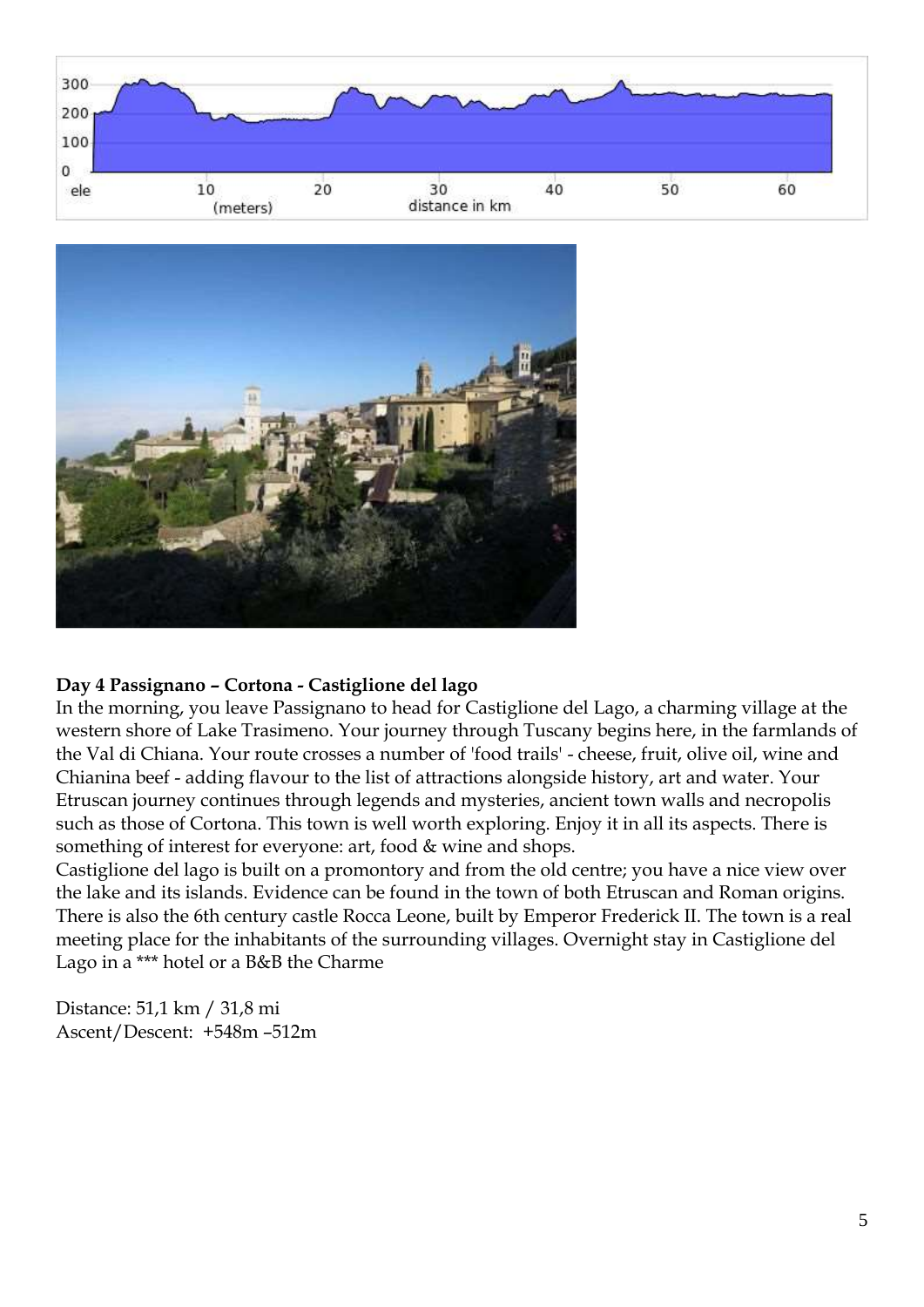**Day 4 Passignano – Cortona - Castiglione del lago**

In the morning, you leave Passignano to head for Castiglione del Lago, a charming village at the western shore of Lake Trasimeno. Your journey through Tuscany begins here, in the farmlands of the Val di Chiana. Your route crosses a number of 'food trails' - cheese, fruit, olive oil, wine and Chianina beef - adding flavour to the list of attractions alongside history, art and water. Your Etruscan journey continues through legends and mysteries, ancient town walls and necropolis such as those of Cortona. This town is well worth exploring. Enjoy it in all its aspects. There is something of interest for everyone: art, food & wine and shops.

Castiglione del lago is built on a promontory and from the old centre; you have a nice view over the lake and its islands. Evidence can be found in the town of both Etruscan and Roman origins. There is also the 6th century castle Rocca Leone, built by Emperor Frederick II. The town is a real meeting place for the inhabitants of the surrounding villages. Overnight stay in Castiglione del Lago in a *** hotel or a B&B the Charme

Distance: 51,1 km / 31,8 mi

Ascent/Descent: +548m –512m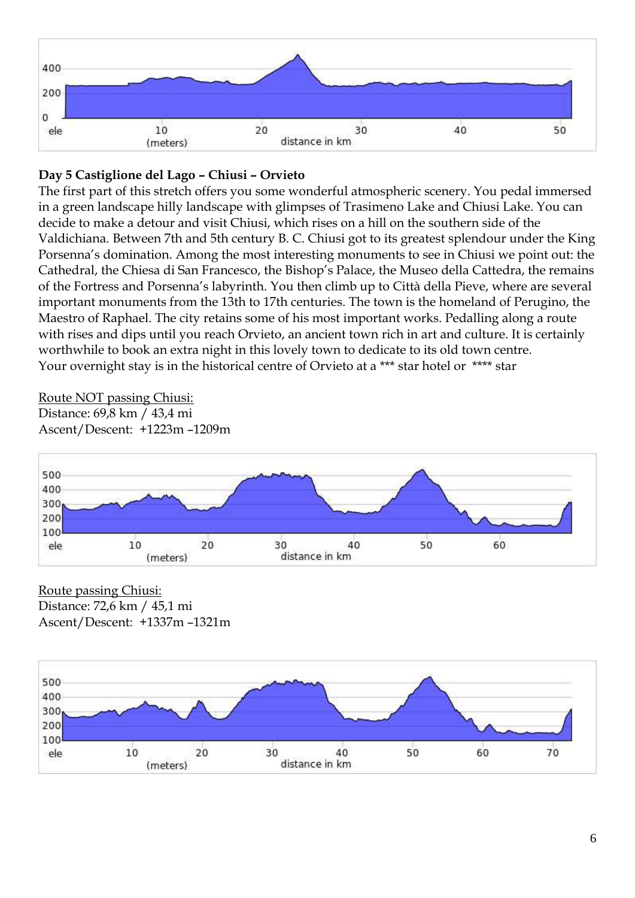**Day 5 Castiglione del Lago – Chiusi – Orvieto**

The first part of this stretch offers you some wonderful atmospheric scenery. You pedal immersed in a green landscape hilly landscape with glimpses of Trasimeno Lake and Chiusi Lake. You can decide to make a detour and visit Chiusi, which rises on a hill on the southern side of the Valdichiana. Between 7th and 5th century B. C. Chiusi got to its greatest splendour under the King Porsenna's domination. Among the most interesting monuments to see in Chiusi we point out: the Cathedral, the Chiesa di San Francesco, the Bishop's Palace, the Museo della Cattedra, the remains of the Fortress and Porsenna's labyrinth. You then climb up to Città della Pieve, where are several important monuments from the 13th to 17th centuries. The town is the homeland of Perugino, the Maestro of Raphael. The city retains some of his most important works. Pedalling along a route with rises and dips until you reach Orvieto, an ancient town rich in art and culture. It is certainly worthwhile to book an extra night in this lovely town to dedicate to its old town centre.
Your overnight stay is in the historical centre of Orvieto at a *** star hotel or **** star

Route NOT passing Chiusi:
Distance: 69,8 km / 43,4 mi
Ascent/Descent: +1223m –1209m

Route passing Chiusi:
Distance: 72,6 km / 45,1 mi
Ascent/Descent: +1337m –1321m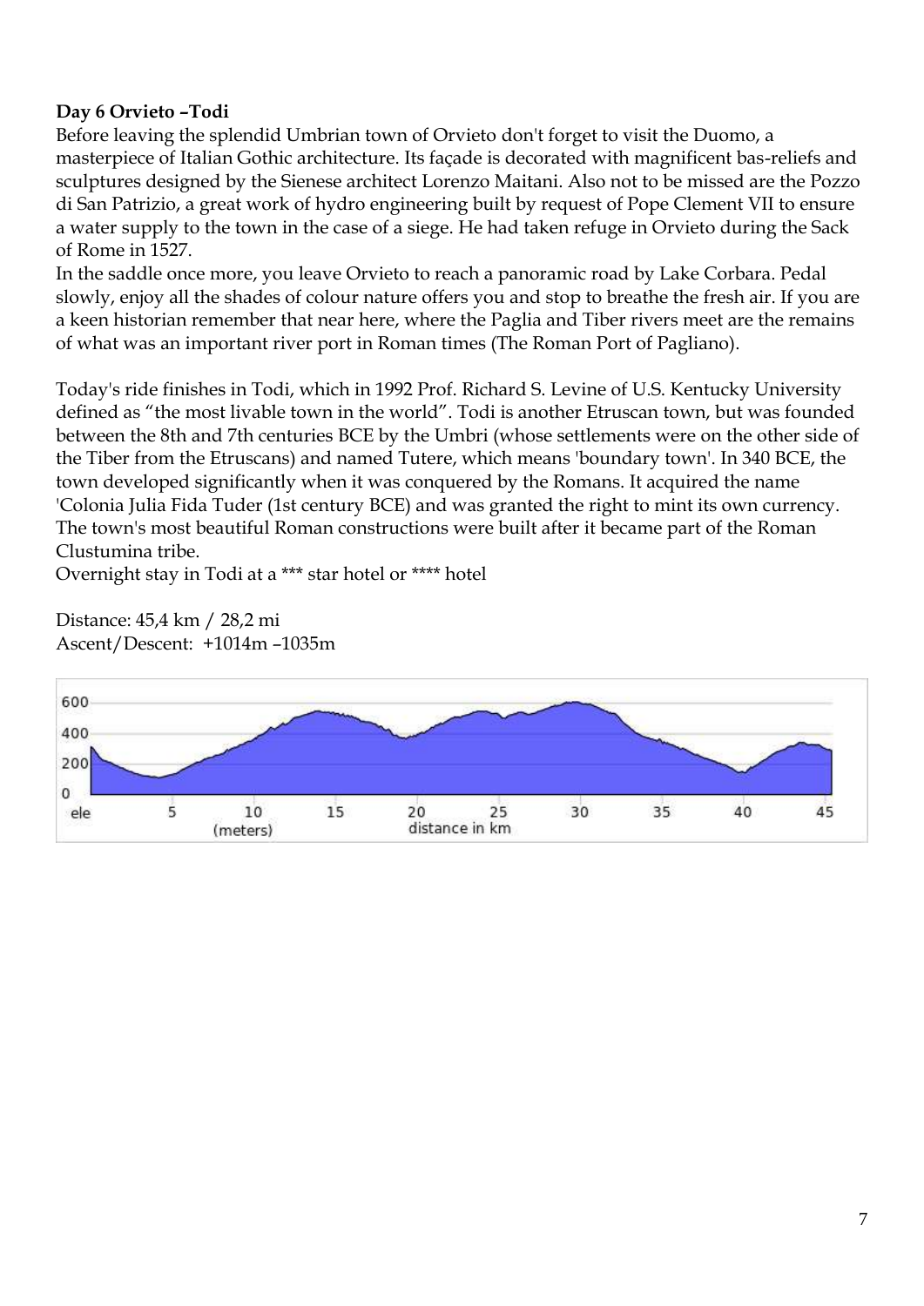**Day 6 Orvieto –Todi**

Before leaving the splendid Umbrian town of Orvieto don't forget to visit the Duomo, a masterpiece of Italian Gothic architecture. Its façade is decorated with magnificent bas-reliefs and sculptures designed by the Sienese architect Lorenzo Maitani. Also not to be missed are the Pozzo di San Patrizio, a great work of hydro engineering built by request of Pope Clement VII to ensure a water supply to the town in the case of a siege. He had taken refuge in Orvieto during the Sack of Rome in 1527.

In the saddle once more, you leave Orvieto to reach a panoramic road by Lake Corbara. Pedal slowly, enjoy all the shades of colour nature offers you and stop to breathe the fresh air. If you are a keen historian remember that near here, where the Paglia and Tiber rivers meet are the remains of what was an important river port in Roman times (The Roman Port of Pagliano).

Today's ride finishes in Todi, which in 1992 Prof. Richard S. Levine of U.S. Kentucky University defined as "the most livable town in the world". Todi is another Etruscan town, but was founded between the 8th and 7th centuries BCE by the Umbri (whose settlements were on the other side of the Tiber from the Etruscans) and named Tutere, which means 'boundary town'. In 340 BCE, the town developed significantly when it was conquered by the Romans. It acquired the name 'Colonia Julia Fida Tuder (1st century BCE) and was granted the right to mint its own currency. The town's most beautiful Roman constructions were built after it became part of the Roman Clustumina tribe.

Overnight stay in Todi at a *** star hotel or **** hotel

Distance: 45,4 km / 28,2 mi

Ascent/Descent: +1014m –1035m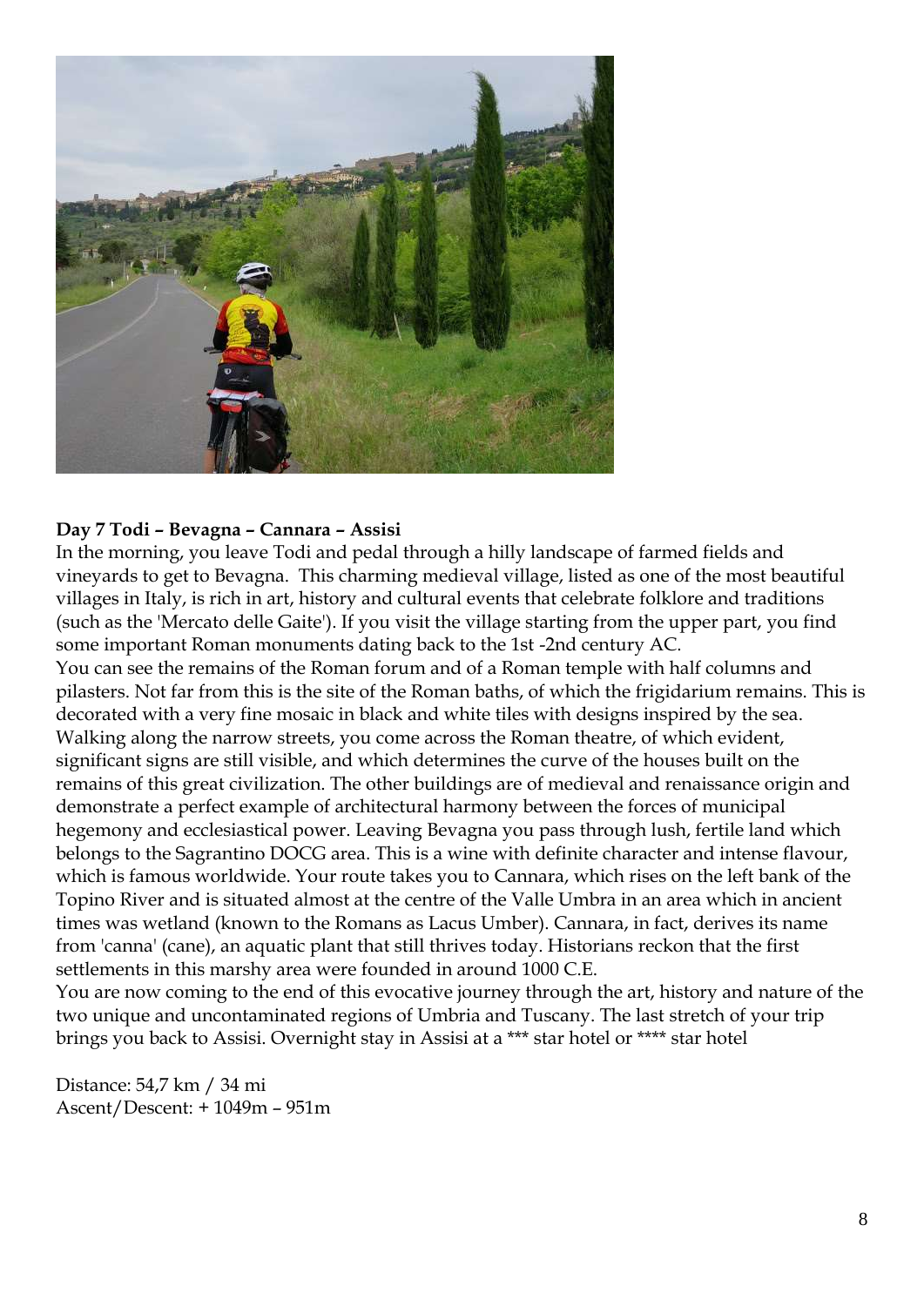**Day 7 Todi – Bevagna – Cannara – Assisi**

In the morning, you leave Todi and pedal through a hilly landscape of farmed fields and vineyards to get to Bevagna. This charming medieval village, listed as one of the most beautiful villages in Italy, is rich in art, history and cultural events that celebrate folklore and traditions (such as the 'Mercato delle Gaite'). If you visit the village starting from the upper part, you find some important Roman monuments dating back to the 1st -2nd century AC.

You can see the remains of the Roman forum and of a Roman temple with half columns and pilasters. Not far from this is the site of the Roman baths, of which the frigidarium remains. This is decorated with a very fine mosaic in black and white tiles with designs inspired by the sea. Walking along the narrow streets, you come across the Roman theatre, of which evident, significant signs are still visible, and which determines the curve of the houses built on the remains of this great civilization. The other buildings are of medieval and renaissance origin and demonstrate a perfect example of architectural harmony between the forces of municipal hegemony and ecclesiastical power. Leaving Bevagna you pass through lush, fertile land which belongs to the Sagrantino DOCG area. This is a wine with definite character and intense flavour, which is famous worldwide. Your route takes you to Cannara, which rises on the left bank of the Topino River and is situated almost at the centre of the Valle Umbra in an area which in ancient times was wetland (known to the Romans as Lacus Umber). Cannara, in fact, derives its name from 'canna' (cane), an aquatic plant that still thrives today. Historians reckon that the first settlements in this marshy area were founded in around 1000 C.E.

You are now coming to the end of this evocative journey through the art, history and nature of the two unique and uncontaminated regions of Umbria and Tuscany. The last stretch of your trip brings you back to Assisi. Overnight stay in Assisi at a *** star hotel or **** star hotel

Distance: 54,7 km / 34 mi
Ascent/Descent: + 1049m – 951m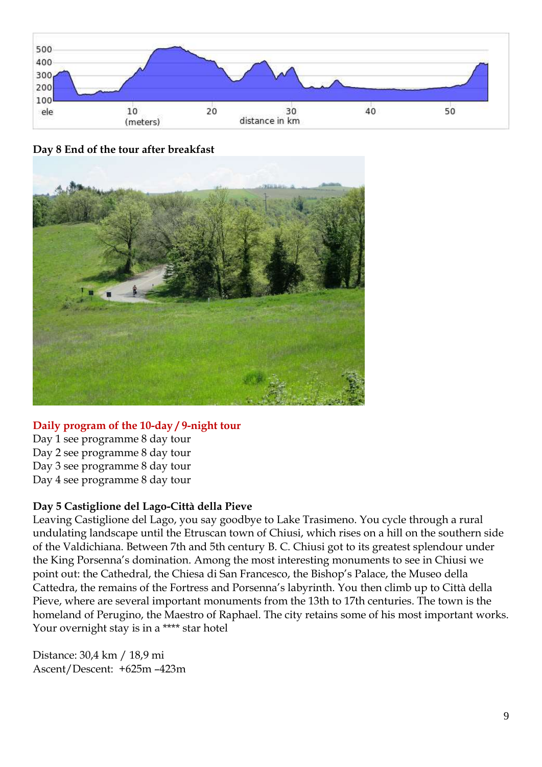**Day 8 End of the tour after breakfast**

## Daily program of the 10-day / 9-night tour

Day 1 see programme 8 day tour
Day 2 see programme 8 day tour
Day 3 see programme 8 day tour
Day 4 see programme 8 day tour

**Day 5 Castiglione del Lago-Città della Pieve**
Leaving Castiglione del Lago, you say goodbye to Lake Trasimeno. You cycle through a rural undulating landscape until the Etruscan town of Chiusi, which rises on a hill on the southern side of the Valdichiana. Between 7th and 5th century B. C. Chiusi got to its greatest splendour under the King Porsenna's domination. Among the most interesting monuments to see in Chiusi we point out: the Cathedral, the Chiesa di San Francesco, the Bishop's Palace, the Museo della Cattedra, the remains of the Fortress and Porsenna's labyrinth. You then climb up to Città della Pieve, where are several important monuments from the 13th to 17th centuries. The town is the homeland of Perugino, the Maestro of Raphael. The city retains some of his most important works. Your overnight stay is in a **** star hotel

Distance: 30,4 km / 18,9 mi
Ascent/Descent: +625m –423m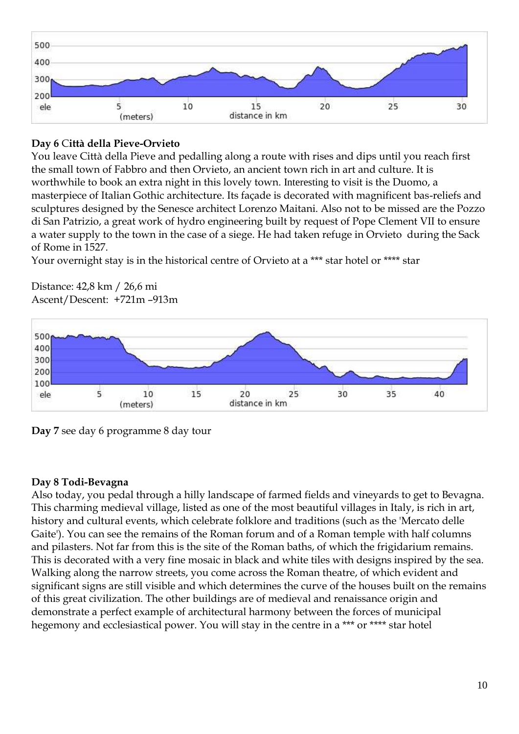**Day 6 Città della Pieve-Orvieto**

You leave Città della Pieve and pedalling along a route with rises and dips until you reach first the small town of Fabbro and then Orvieto, an ancient town rich in art and culture. It is worthwhile to book an extra night in this lovely town. Interesting to visit is the Duomo, a masterpiece of Italian Gothic architecture. Its façade is decorated with magnificent bas-reliefs and sculptures designed by the Senesce architect Lorenzo Maitani. Also not to be missed are the Pozzo di San Patrizio, a great work of hydro engineering built by request of Pope Clement VII to ensure a water supply to the town in the case of a siege. He had taken refuge in Orvieto during the Sack of Rome in 1527.

Your overnight stay is in the historical centre of Orvieto at a *** star hotel or **** star

Distance: 42,8 km / 26,6 mi

Ascent/Descent: +721m –913m

**Day 7** see day 6 programme 8 day tour

**Day 8 Todi-Bevagna**

Also today, you pedal through a hilly landscape of farmed fields and vineyards to get to Bevagna. This charming medieval village, listed as one of the most beautiful villages in Italy, is rich in art, history and cultural events, which celebrate folklore and traditions (such as the 'Mercato delle Gaite'). You can see the remains of the Roman forum and of a Roman temple with half columns and pilasters. Not far from this is the site of the Roman baths, of which the frigidarium remains. This is decorated with a very fine mosaic in black and white tiles with designs inspired by the sea. Walking along the narrow streets, you come across the Roman theatre, of which evident and significant signs are still visible and which determines the curve of the houses built on the remains of this great civilization. The other buildings are of medieval and renaissance origin and demonstrate a perfect example of architectural harmony between the forces of municipal hegemony and ecclesiastical power. You will stay in the centre in a *** or **** star hotel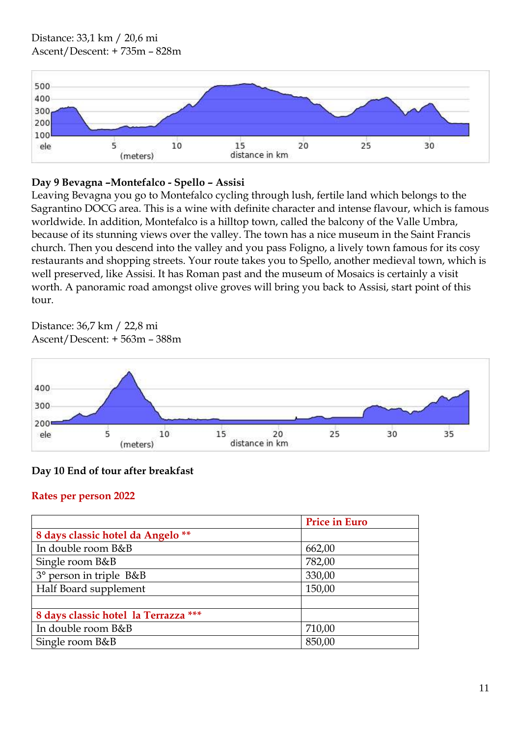Distance: 33,1 km / 20,6 mi
Ascent/Descent: + 735m – 828m

**Day 9 Bevagna –Montefalco - Spello – Assisi**

Leaving Bevagna you go to Montefalco cycling through lush, fertile land which belongs to the Sagrantino DOCG area. This is a wine with definite character and intense flavour, which is famous worldwide. In addition, Montefalco is a hilltop town, called the balcony of the Valle Umbra, because of its stunning views over the valley. The town has a nice museum in the Saint Francis church. Then you descend into the valley and you pass Foligno, a lively town famous for its cosy restaurants and shopping streets. Your route takes you to Spello, another medieval town, which is well preserved, like Assisi. It has Roman past and the museum of Mosaics is certainly a visit worth. A panoramic road amongst olive groves will bring you back to Assisi, start point of this tour.

Distance: 36,7 km / 22,8 mi
Ascent/Descent: + 563m – 388m

**Day 10 End of tour after breakfast**

**Rates per person 2022**

| | Price in Euro |
|---|---|
| **8 days classic hotel da Angelo \*\*** | |
| In double room B&B | 662,00 |
| Single room B&B | 782,00 |
| 3° person in triple B&B | 330,00 |
| Half Board supplement | 150,00 |
| | |
| **8 days classic hotel la Terrazza \*\*\*** | |
| In double room B&B | 710,00 |
| Single room B&B | 850,00 |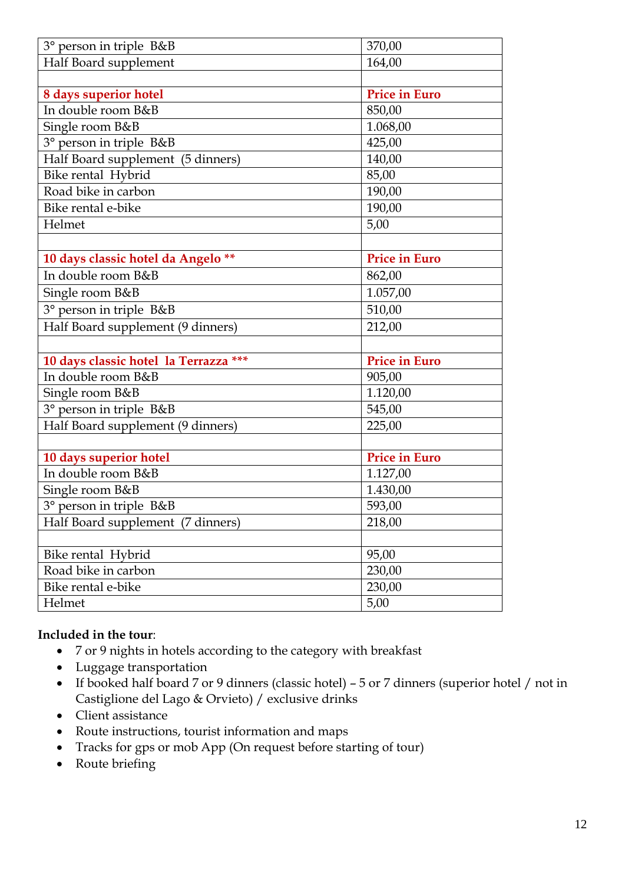| 3° person in triple B&B | 370,00 |
|---|---|
| Half Board supplement | 164,00 |
| | |
| **8 days superior hotel** | **Price in Euro** |
| In double room B&B | 850,00 |
| Single room B&B | 1.068,00 |
| 3° person in triple B&B | 425,00 |
| Half Board supplement (5 dinners) | 140,00 |
| Bike rental Hybrid | 85,00 |
| Road bike in carbon | 190,00 |
| Bike rental e-bike | 190,00 |
| Helmet | 5,00 |
| | |
| **10 days classic hotel da Angelo \*\*** | **Price in Euro** |
| In double room B&B | 862,00 |
| Single room B&B | 1.057,00 |
| 3° person in triple B&B | 510,00 |
| Half Board supplement (9 dinners) | 212,00 |
| | |
| **10 days classic hotel la Terrazza \*\*\*** | **Price in Euro** |
| In double room B&B | 905,00 |
| Single room B&B | 1.120,00 |
| 3° person in triple B&B | 545,00 |
| Half Board supplement (9 dinners) | 225,00 |
| | |
| **10 days superior hotel** | **Price in Euro** |
| In double room B&B | 1.127,00 |
| Single room B&B | 1.430,00 |
| 3° person in triple B&B | 593,00 |
| Half Board supplement (7 dinners) | 218,00 |
| | |
| Bike rental Hybrid | 95,00 |
| Road bike in carbon | 230,00 |
| Bike rental e-bike | 230,00 |
| Helmet | 5,00 |

**Included in the tour**:

- 7 or 9 nights in hotels according to the category with breakfast
- Luggage transportation
- If booked half board 7 or 9 dinners (classic hotel) – 5 or 7 dinners (superior hotel / not in Castiglione del Lago & Orvieto) / exclusive drinks
- Client assistance
- Route instructions, tourist information and maps
- Tracks for gps or mob App (On request before starting of tour)
- Route briefing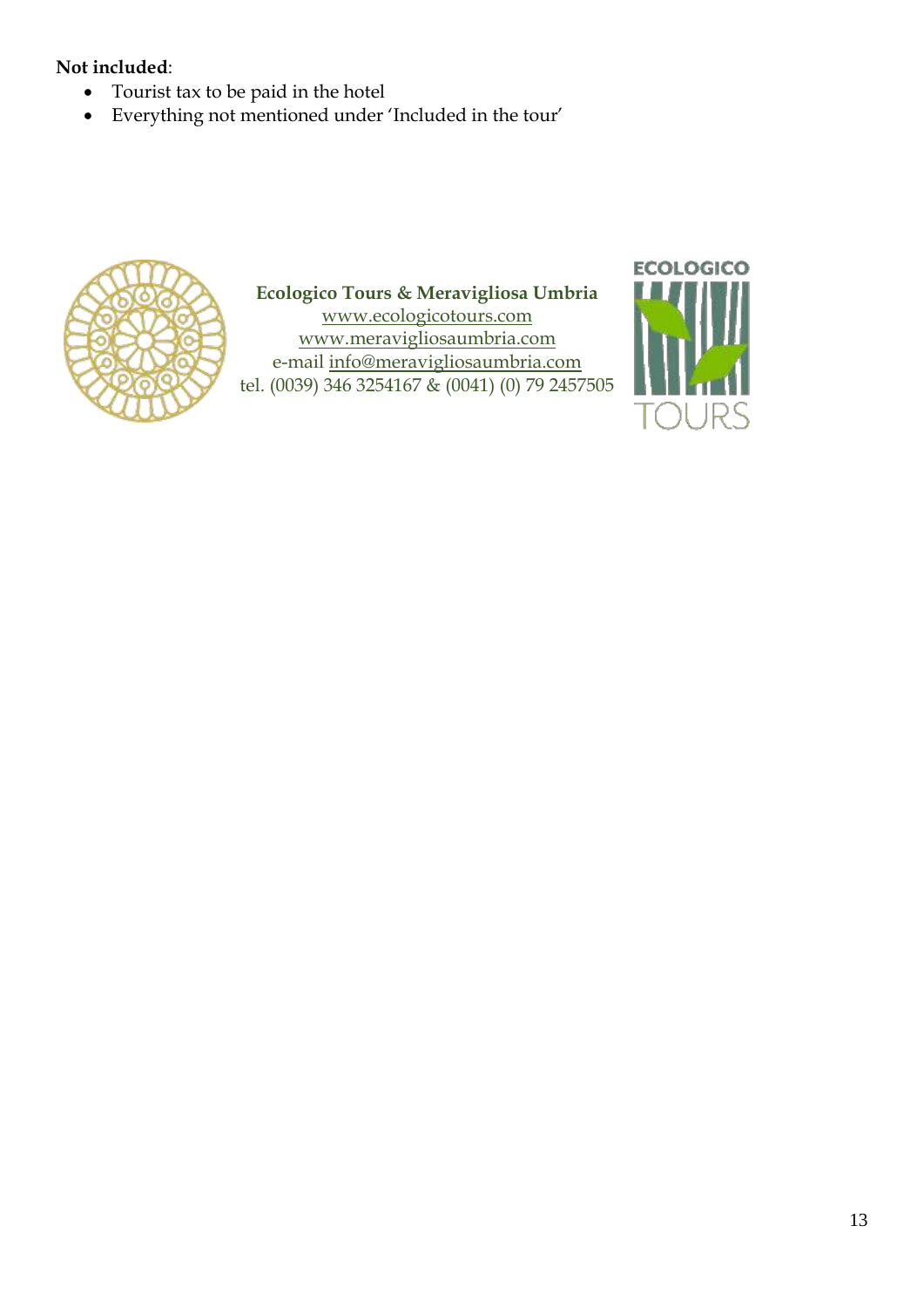**Not included**:

- Tourist tax to be paid in the hotel
- Everything not mentioned under 'Included in the tour'

**Ecologico Tours & Meravigliosa Umbria**
www.ecologicotours.com
www.meravigliosaumbria.com
e-mail info@meravigliosaumbria.com
tel. (0039) 346 3254167 & (0041) (0) 79 2457505

ECOLOGICO TOURS